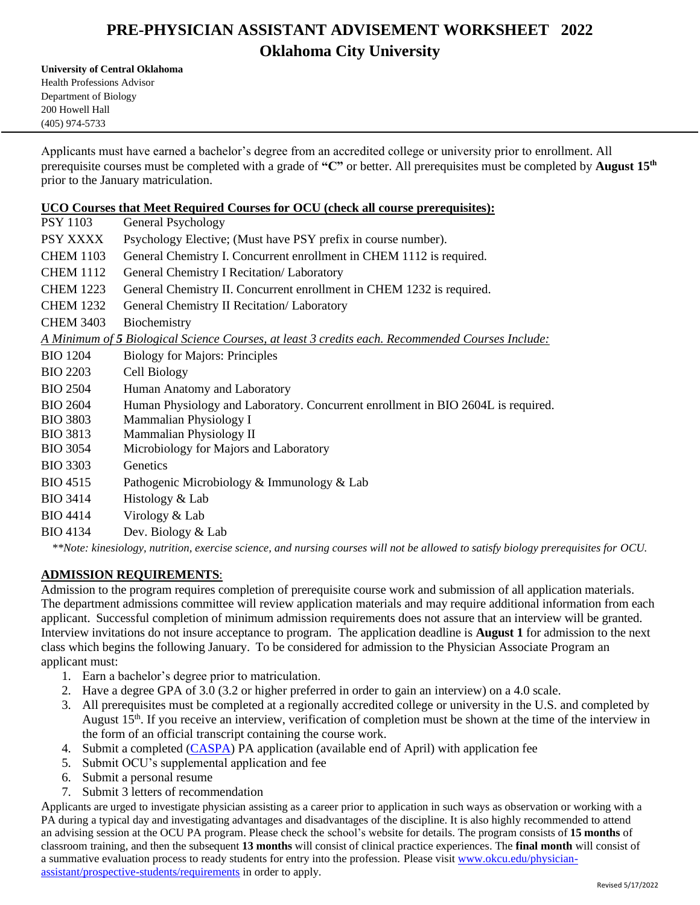# PRE-PHYSICIAN ASSISTANT ADVISEMENT WORKSHEET 2022
## Oklahoma City University

**University of Central Oklahoma**
Health Professions Advisor
Department of Biology
200 Howell Hall
(405) 974-5733

Applicants must have earned a bachelor's degree from an accredited college or university prior to enrollment. All prerequisite courses must be completed with a grade of **"C"** or better. All prerequisites must be completed by **August 15th** prior to the January matriculation.

**UCO Courses that Meet Required Courses for OCU (check all course prerequisites):**

| | |
|---|---|
| PSY 1103 | General Psychology |
| PSY XXXX | Psychology Elective; (Must have PSY prefix in course number). |
| CHEM 1103 | General Chemistry I. Concurrent enrollment in CHEM 1112 is required. |
| CHEM 1112 | General Chemistry I Recitation/ Laboratory |
| CHEM 1223 | General Chemistry II. Concurrent enrollment in CHEM 1232 is required. |
| CHEM 1232 | General Chemistry II Recitation/ Laboratory |
| CHEM 3403 | Biochemistry |

*A Minimum of **5** Biological Science Courses, at least 3 credits each. Recommended Courses Include:*

| | |
|---|---|
| BIO 1204 | Biology for Majors: Principles |
| BIO 2203 | Cell Biology |
| BIO 2504 | Human Anatomy and Laboratory |
| BIO 2604 | Human Physiology and Laboratory. Concurrent enrollment in BIO 2604L is required. |
| BIO 3803 | Mammalian Physiology I |
| BIO 3813 | Mammalian Physiology II |
| BIO 3054 | Microbiology for Majors and Laboratory |
| BIO 3303 | Genetics |
| BIO 4515 | Pathogenic Microbiology & Immunology & Lab |
| BIO 3414 | Histology & Lab |
| BIO 4414 | Virology & Lab |
| BIO 4134 | Dev. Biology & Lab |

*\*\*Note: kinesiology, nutrition, exercise science, and nursing courses will not be allowed to satisfy biology prerequisites for OCU.*

**ADMISSION REQUIREMENTS**:

Admission to the program requires completion of prerequisite course work and submission of all application materials. The department admissions committee will review application materials and may require additional information from each applicant. Successful completion of minimum admission requirements does not assure that an interview will be granted. Interview invitations do not insure acceptance to program. The application deadline is **August 1** for admission to the next class which begins the following January. To be considered for admission to the Physician Associate Program an applicant must:

1. Earn a bachelor's degree prior to matriculation.
2. Have a degree GPA of 3.0 (3.2 or higher preferred in order to gain an interview) on a 4.0 scale.
3. All prerequisites must be completed at a regionally accredited college or university in the U.S. and completed by August 15th. If you receive an interview, verification of completion must be shown at the time of the interview in the form of an official transcript containing the course work.
4. Submit a completed (CASPA) PA application (available end of April) with application fee
5. Submit OCU's supplemental application and fee
6. Submit a personal resume
7. Submit 3 letters of recommendation

Applicants are urged to investigate physician assisting as a career prior to application in such ways as observation or working with a PA during a typical day and investigating advantages and disadvantages of the discipline. It is also highly recommended to attend an advising session at the OCU PA program. Please check the school's website for details. The program consists of **15 months** of classroom training, and then the subsequent **13 months** will consist of clinical practice experiences. The **final month** will consist of a summative evaluation process to ready students for entry into the profession. Please visit www.okcu.edu/physician-assistant/prospective-students/requirements in order to apply.

Revised 5/17/2022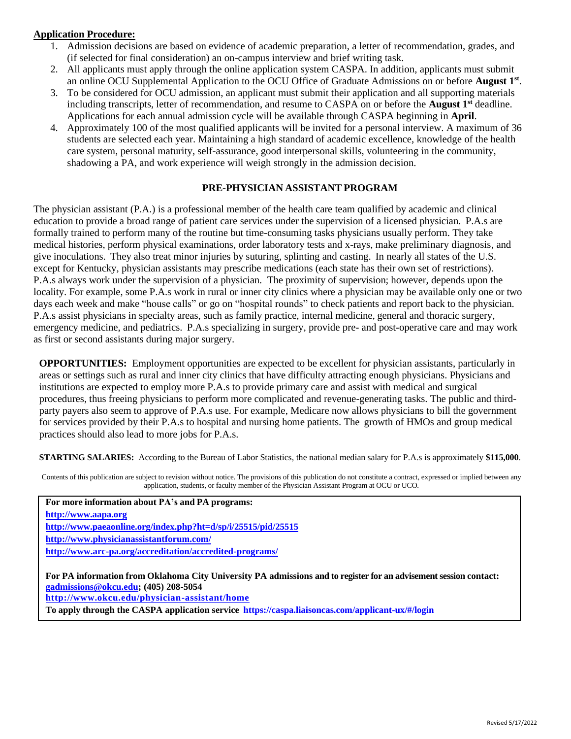**Application Procedure:**

1. Admission decisions are based on evidence of academic preparation, a letter of recommendation, grades, and (if selected for final consideration) an on-campus interview and brief writing task.
2. All applicants must apply through the online application system CASPA. In addition, applicants must submit an online OCU Supplemental Application to the OCU Office of Graduate Admissions on or before **August 1st**.
3. To be considered for OCU admission, an applicant must submit their application and all supporting materials including transcripts, letter of recommendation, and resume to CASPA on or before the **August 1st** deadline. Applications for each annual admission cycle will be available through CASPA beginning in **April**.
4. Approximately 100 of the most qualified applicants will be invited for a personal interview. A maximum of 36 students are selected each year. Maintaining a high standard of academic excellence, knowledge of the health care system, personal maturity, self-assurance, good interpersonal skills, volunteering in the community, shadowing a PA, and work experience will weigh strongly in the admission decision.

## PRE-PHYSICIAN ASSISTANT PROGRAM

The physician assistant (P.A.) is a professional member of the health care team qualified by academic and clinical education to provide a broad range of patient care services under the supervision of a licensed physician. P.A.s are formally trained to perform many of the routine but time-consuming tasks physicians usually perform. They take medical histories, perform physical examinations, order laboratory tests and x-rays, make preliminary diagnosis, and give inoculations. They also treat minor injuries by suturing, splinting and casting. In nearly all states of the U.S. except for Kentucky, physician assistants may prescribe medications (each state has their own set of restrictions). P.A.s always work under the supervision of a physician. The proximity of supervision; however, depends upon the locality. For example, some P.A.s work in rural or inner city clinics where a physician may be available only one or two days each week and make "house calls" or go on "hospital rounds" to check patients and report back to the physician. P.A.s assist physicians in specialty areas, such as family practice, internal medicine, general and thoracic surgery, emergency medicine, and pediatrics. P.A.s specializing in surgery, provide pre- and post-operative care and may work as first or second assistants during major surgery.

**OPPORTUNITIES:** Employment opportunities are expected to be excellent for physician assistants, particularly in areas or settings such as rural and inner city clinics that have difficulty attracting enough physicians. Physicians and institutions are expected to employ more P.A.s to provide primary care and assist with medical and surgical procedures, thus freeing physicians to perform more complicated and revenue-generating tasks. The public and third-party payers also seem to approve of P.A.s use. For example, Medicare now allows physicians to bill the government for services provided by their P.A.s to hospital and nursing home patients. The growth of HMOs and group medical practices should also lead to more jobs for P.A.s.

**STARTING SALARIES:** According to the Bureau of Labor Statistics, the national median salary for P.A.s is approximately **$115,000**.

Contents of this publication are subject to revision without notice. The provisions of this publication do not constitute a contract, expressed or implied between any application, students, or faculty member of the Physician Assistant Program at OCU or UCO.

**For more information about PA's and PA programs:**

http://www.aapa.org
http://www.paeaonline.org/index.php?ht=d/sp/i/25515/pid/25515
http://www.physicianassistantforum.com/
http://www.arc-pa.org/accreditation/accredited-programs/

**For PA information from Oklahoma City University PA admissions and to register for an advisement session contact: gadmissions@okcu.edu; (405) 208-5054**
http://www.okcu.edu/physician-assistant/home
**To apply through the CASPA application service https://caspa.liaisoncas.com/applicant-ux/#/login**

Revised 5/17/2022